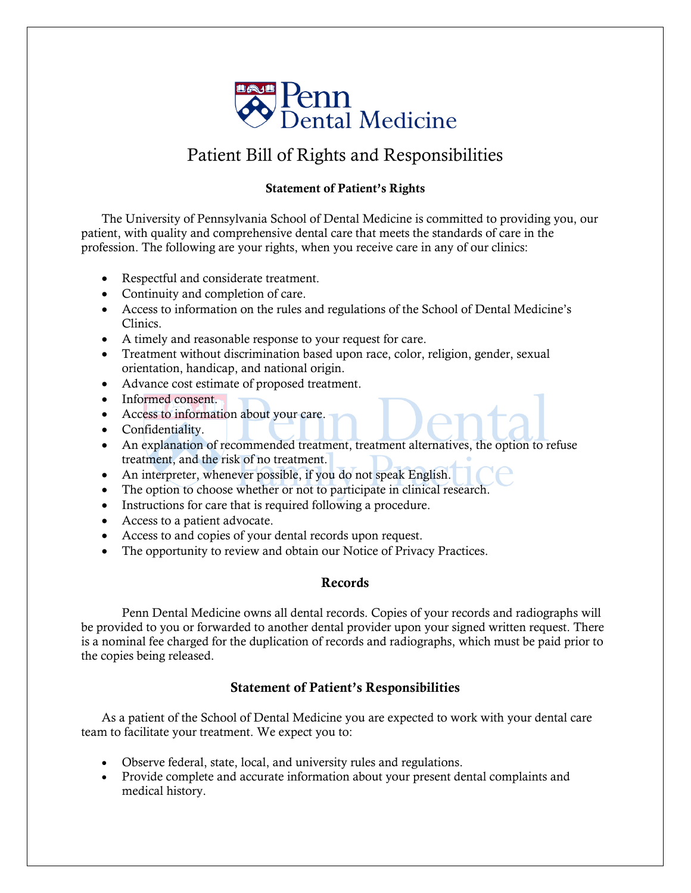Penn Dental Medicine

# Patient Bill of Rights and Responsibilities

## Statement of Patient's Rights

The University of Pennsylvania School of Dental Medicine is committed to providing you, our patient, with quality and comprehensive dental care that meets the standards of care in the profession. The following are your rights, when you receive care in any of our clinics:

- Respectful and considerate treatment.
- Continuity and completion of care.
- Access to information on the rules and regulations of the School of Dental Medicine's Clinics.
- A timely and reasonable response to your request for care.
- Treatment without discrimination based upon race, color, religion, gender, sexual orientation, handicap, and national origin.
- Advance cost estimate of proposed treatment.
- Informed consent.
- Access to information about your care.
- Confidentiality.
- An explanation of recommended treatment, treatment alternatives, the option to refuse treatment, and the risk of no treatment.
- An interpreter, whenever possible, if you do not speak English.
- The option to choose whether or not to participate in clinical research.
- Instructions for care that is required following a procedure.
- Access to a patient advocate.
- Access to and copies of your dental records upon request.
- The opportunity to review and obtain our Notice of Privacy Practices.

## Records

Penn Dental Medicine owns all dental records. Copies of your records and radiographs will be provided to you or forwarded to another dental provider upon your signed written request. There is a nominal fee charged for the duplication of records and radiographs, which must be paid prior to the copies being released.

## Statement of Patient's Responsibilities

As a patient of the School of Dental Medicine you are expected to work with your dental care team to facilitate your treatment. We expect you to:

- Observe federal, state, local, and university rules and regulations.
- Provide complete and accurate information about your present dental complaints and medical history.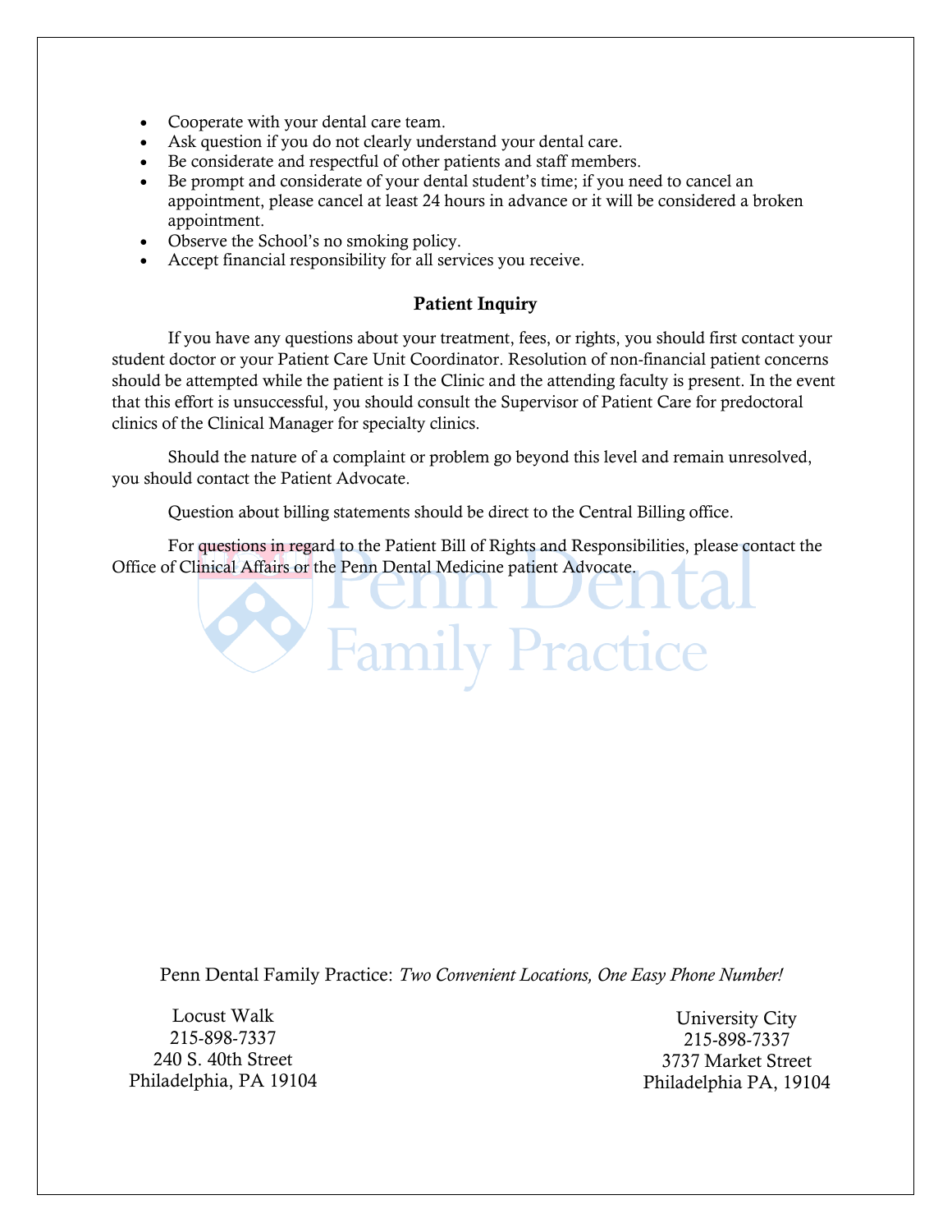- Cooperate with your dental care team.
- Ask question if you do not clearly understand your dental care.
- Be considerate and respectful of other patients and staff members.
- Be prompt and considerate of your dental student's time; if you need to cancel an appointment, please cancel at least 24 hours in advance or it will be considered a broken appointment.
- Observe the School's no smoking policy.
- Accept financial responsibility for all services you receive.

### Patient Inquiry

If you have any questions about your treatment, fees, or rights, you should first contact your student doctor or your Patient Care Unit Coordinator. Resolution of non-financial patient concerns should be attempted while the patient is I the Clinic and the attending faculty is present. In the event that this effort is unsuccessful, you should consult the Supervisor of Patient Care for predoctoral clinics of the Clinical Manager for specialty clinics.

Should the nature of a complaint or problem go beyond this level and remain unresolved, you should contact the Patient Advocate.

Question about billing statements should be direct to the Central Billing office.

For questions in regard to the Patient Bill of Rights and Responsibilities, please contact the Office of Clinical Affairs or the Penn Dental Medicine patient Advocate.

Penn Dental Family Practice: *Two Convenient Locations, One Easy Phone Number!*

Locust Walk
215-898-7337
240 S. 40th Street
Philadelphia, PA 19104

University City
215-898-7337
3737 Market Street
Philadelphia PA, 19104